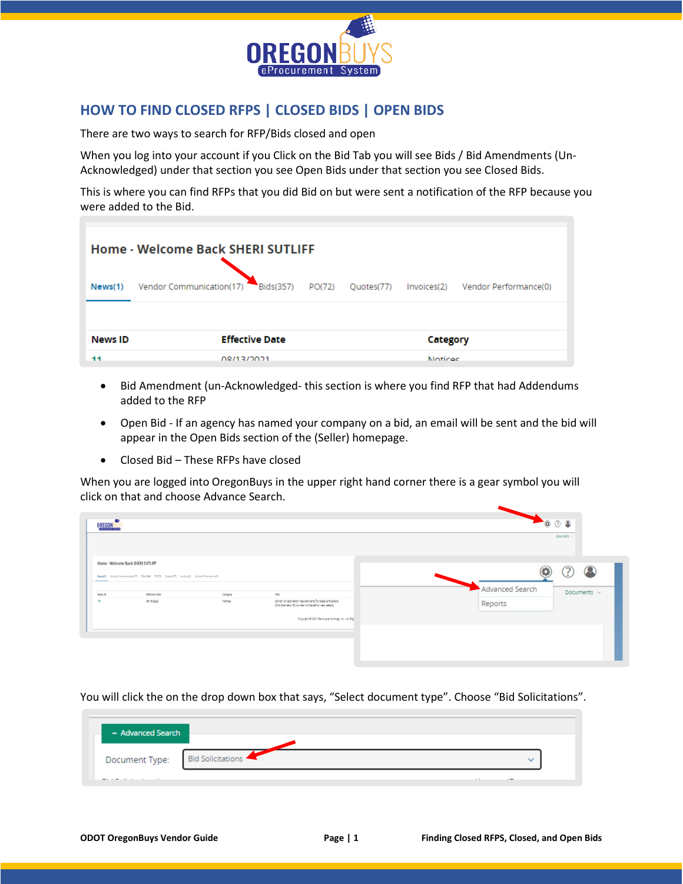## HOW TO FIND CLOSED RFPS | CLOSED BIDS | OPEN BIDS

There are two ways to search for RFP/Bids closed and open

When you log into your account if you Click on the Bid Tab you will see Bids / Bid Amendments (Un-Acknowledged) under that section you see Open Bids under that section you see Closed Bids.

This is where you can find RFPs that you did Bid on but were sent a notification of the RFP because you were added to the Bid.

- Bid Amendment (un-Acknowledged- this section is where you find RFP that had Addendums added to the RFP
- Open Bid - If an agency has named your company on a bid, an email will be sent and the bid will appear in the Open Bids section of the (Seller) homepage.
- Closed Bid – These RFPs have closed

When you are logged into OregonBuys in the upper right hand corner there is a gear symbol you will click on that and choose Advance Search.

You will click the on the drop down box that says, "Select document type". Choose "Bid Solicitations".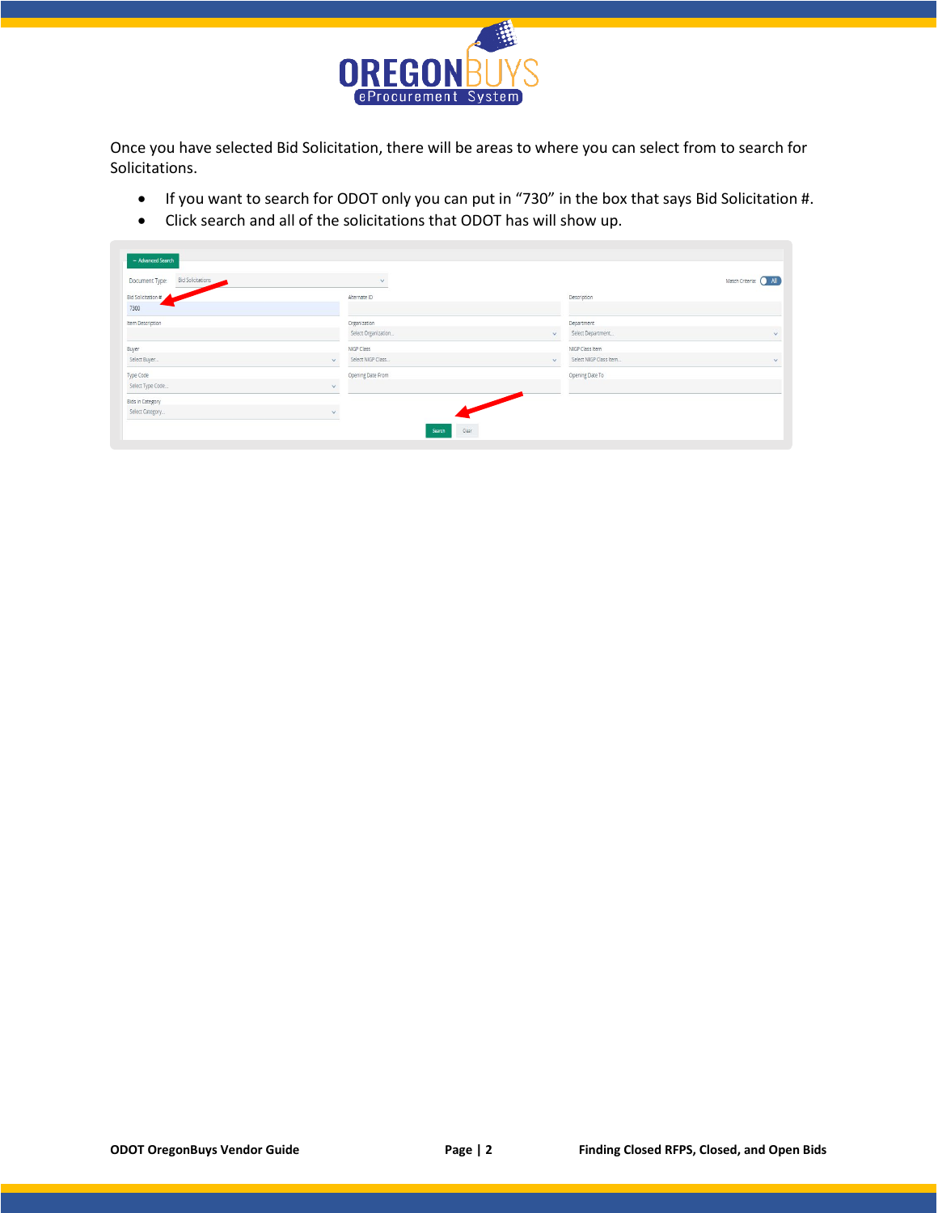Once you have selected Bid Solicitation, there will be areas to where you can select from to search for Solicitations.

- If you want to search for ODOT only you can put in “730” in the box that says Bid Solicitation #.
- Click search and all of the solicitations that ODOT has will show up.